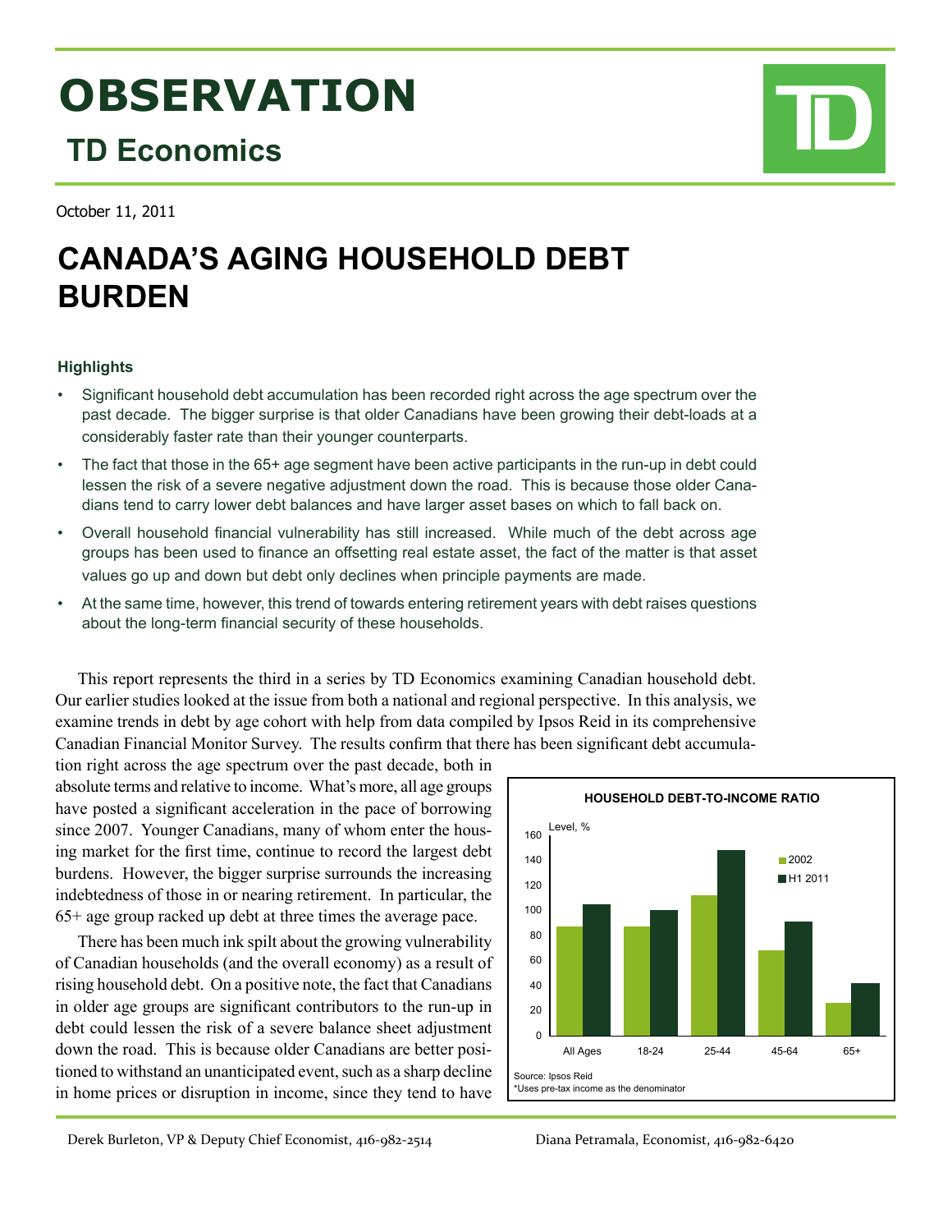# OBSERVATION

## TD Economics

October 11, 2011

# CANADA'S AGING HOUSEHOLD DEBT BURDEN

### Highlights

- Significant household debt accumulation has been recorded right across the age spectrum over the past decade. The bigger surprise is that older Canadians have been growing their debt-loads at a considerably faster rate than their younger counterparts.
- The fact that those in the 65+ age segment have been active participants in the run-up in debt could lessen the risk of a severe negative adjustment down the road. This is because those older Canadians tend to carry lower debt balances and have larger asset bases on which to fall back on.
- Overall household financial vulnerability has still increased. While much of the debt across age groups has been used to finance an offsetting real estate asset, the fact of the matter is that asset values go up and down but debt only declines when principle payments are made.
- At the same time, however, this trend of towards entering retirement years with debt raises questions about the long-term financial security of these households.

This report represents the third in a series by TD Economics examining Canadian household debt. Our earlier studies looked at the issue from both a national and regional perspective. In this analysis, we examine trends in debt by age cohort with help from data compiled by Ipsos Reid in its comprehensive Canadian Financial Monitor Survey. The results confirm that there has been significant debt accumulation right across the age spectrum over the past decade, both in absolute terms and relative to income. What's more, all age groups have posted a significant acceleration in the pace of borrowing since 2007. Younger Canadians, many of whom enter the housing market for the first time, continue to record the largest debt burdens. However, the bigger surprise surrounds the increasing indebtedness of those in or nearing retirement. In particular, the 65+ age group racked up debt at three times the average pace.

There has been much ink spilt about the growing vulnerability of Canadian households (and the overall economy) as a result of rising household debt. On a positive note, the fact that Canadians in older age groups are significant contributors to the run-up in debt could lessen the risk of a severe balance sheet adjustment down the road. This is because older Canadians are better positioned to withstand an unanticipated event, such as a sharp decline in home prices or disruption in income, since they tend to have

**HOUSEHOLD DEBT-TO-INCOME RATIO**

Level, %

| | 2002 | H1 2011 |
|---|---|---|
| All Ages | 87 | 105 |
| 18-24 | 87 | 100 |
| 25-44 | 112 | 147 |
| 45-64 | 68 | 91 |
| 65+ | 26 | 42 |

Source: Ipsos Reid
*Uses pre-tax income as the denominator

Derek Burleton, VP & Deputy Chief Economist, 416-982-2514 Diana Petramala, Economist, 416-982-6420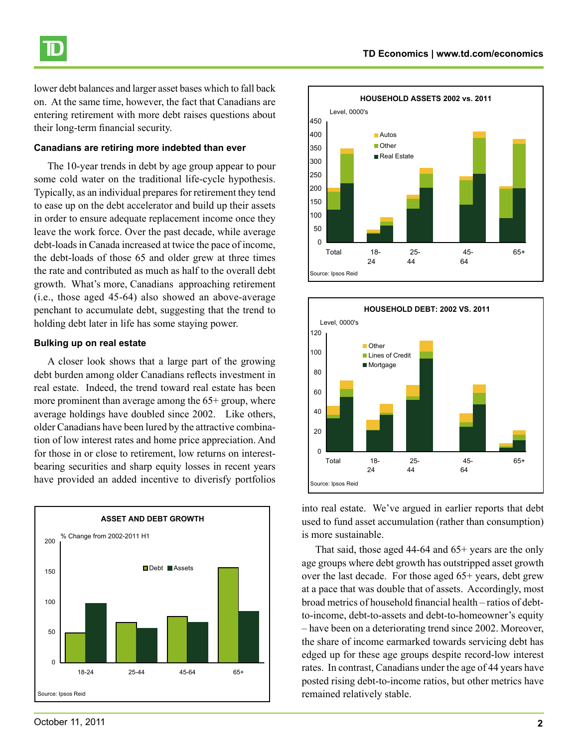lower debt balances and larger asset bases which to fall back on. At the same time, however, the fact that Canadians are entering retirement with more debt raises questions about their long-term financial security.

### Canadians are retiring more indebted than ever

The 10-year trends in debt by age group appear to pour some cold water on the traditional life-cycle hypothesis. Typically, as an individual prepares for retirement they tend to ease up on the debt accelerator and build up their assets in order to ensure adequate replacement income once they leave the work force. Over the past decade, while average debt-loads in Canada increased at twice the pace of income, the debt-loads of those 65 and older grew at three times the rate and contributed as much as half to the overall debt growth. What's more, Canadians approaching retirement (i.e., those aged 45-64) also showed an above-average penchant to accumulate debt, suggesting that the trend to holding debt later in life has some staying power.

### Bulking up on real estate

A closer look shows that a large part of the growing debt burden among older Canadians reflects investment in real estate. Indeed, the trend toward real estate has been more prominent than average among the 65+ group, where average holdings have doubled since 2002. Like others, older Canadians have been lured by the attractive combination of low interest rates and home price appreciation. And for those in or close to retirement, low returns on interest-bearing securities and sharp equity losses in recent years have provided an added incentive to diversify portfolios into real estate. We've argued in earlier reports that debt used to fund asset accumulation (rather than consumption) is more sustainable.

That said, those aged 44-64 and 65+ years are the only age groups where debt growth has outstripped asset growth over the last decade. For those aged 65+ years, debt grew at a pace that was double that of assets. Accordingly, most broad metrics of household financial health – ratios of debt-to-income, debt-to-assets and debt-to-homeowner's equity – have been on a deteriorating trend since 2002. Moreover, the share of income earmarked towards servicing debt has edged up for these age groups despite record-low interest rates. In contrast, Canadians under the age of 44 years have posted rising debt-to-income ratios, but other metrics have remained relatively stable.

**ASSET AND DEBT GROWTH**

% Change from 2002-2011 H1

Source: Ipsos Reid

**HOUSEHOLD ASSETS 2002 vs. 2011**

Level, 0000's

Source: Ipsos Reid

**HOUSEHOLD DEBT: 2002 VS. 2011**

Level, 0000's

Source: Ipsos Reid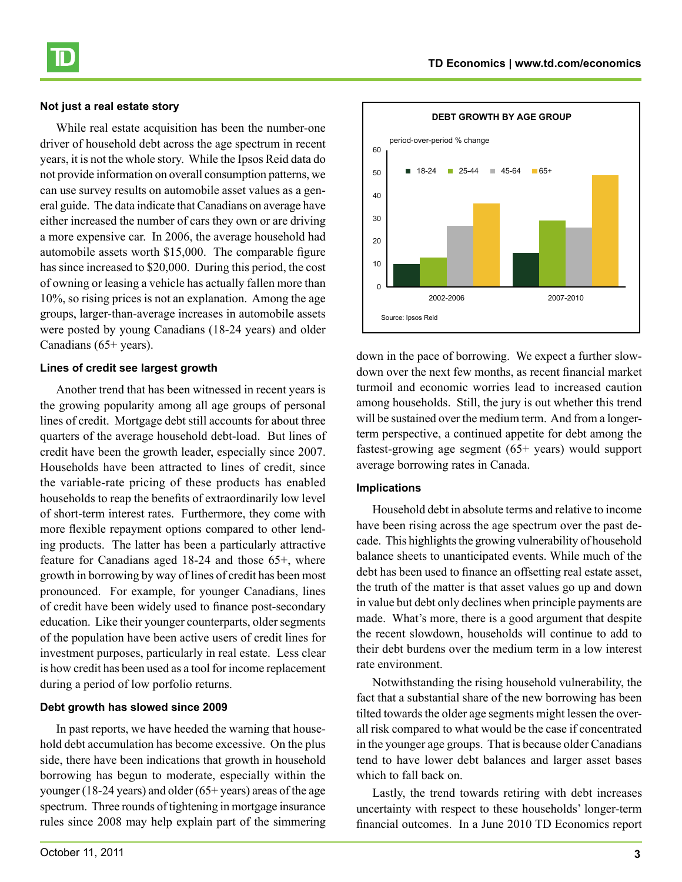### Not just a real estate story

While real estate acquisition has been the number-one driver of household debt across the age spectrum in recent years, it is not the whole story. While the Ipsos Reid data do not provide information on overall consumption patterns, we can use survey results on automobile asset values as a general guide. The data indicate that Canadians on average have either increased the number of cars they own or are driving a more expensive car. In 2006, the average household had automobile assets worth $15,000. The comparable figure has since increased to $20,000. During this period, the cost of owning or leasing a vehicle has actually fallen more than 10%, so rising prices is not an explanation. Among the age groups, larger-than-average increases in automobile assets were posted by young Canadians (18-24 years) and older Canadians (65+ years).

### Lines of credit see largest growth

Another trend that has been witnessed in recent years is the growing popularity among all age groups of personal lines of credit. Mortgage debt still accounts for about three quarters of the average household debt-load. But lines of credit have been the growth leader, especially since 2007. Households have been attracted to lines of credit, since the variable-rate pricing of these products has enabled households to reap the benefits of extraordinarily low level of short-term interest rates. Furthermore, they come with more flexible repayment options compared to other lending products. The latter has been a particularly attractive feature for Canadians aged 18-24 and those 65+, where growth in borrowing by way of lines of credit has been most pronounced. For example, for younger Canadians, lines of credit have been widely used to finance post-secondary education. Like their younger counterparts, older segments of the population have been active users of credit lines for investment purposes, particularly in real estate. Less clear is how credit has been used as a tool for income replacement during a period of low porfolio returns.

### Debt growth has slowed since 2009

In past reports, we have heeded the warning that household debt accumulation has become excessive. On the plus side, there have been indications that growth in household borrowing has begun to moderate, especially within the younger (18-24 years) and older (65+ years) areas of the age spectrum. Three rounds of tightening in mortgage insurance rules since 2008 may help explain part of the simmering down in the pace of borrowing. We expect a further slowdown over the next few months, as recent financial market turmoil and economic worries lead to increased caution among households. Still, the jury is out whether this trend will be sustained over the medium term. And from a longer-term perspective, a continued appetite for debt among the fastest-growing age segment (65+ years) would support average borrowing rates in Canada.

**DEBT GROWTH BY AGE GROUP**

period-over-period % change

| | 18-24 | 25-44 | 45-64 | 65+ |
|---|---|---|---|---|
| 2002-2006 | ~10 | ~13 | ~27 | ~36 |
| 2007-2010 | ~15 | ~29 | ~26 | ~49 |

Source: Ipsos Reid

### Implications

Household debt in absolute terms and relative to income have been rising across the age spectrum over the past decade. This highlights the growing vulnerability of household balance sheets to unanticipated events. While much of the debt has been used to finance an offsetting real estate asset, the truth of the matter is that asset values go up and down in value but debt only declines when principle payments are made. What's more, there is a good argument that despite the recent slowdown, households will continue to add to their debt burdens over the medium term in a low interest rate environment.

Notwithstanding the rising household vulnerability, the fact that a substantial share of the new borrowing has been tilted towards the older age segments might lessen the overall risk compared to what would be the case if concentrated in the younger age groups. That is because older Canadians tend to have lower debt balances and larger asset bases which to fall back on.

Lastly, the trend towards retiring with debt increases uncertainty with respect to these households' longer-term financial outcomes. In a June 2010 TD Economics report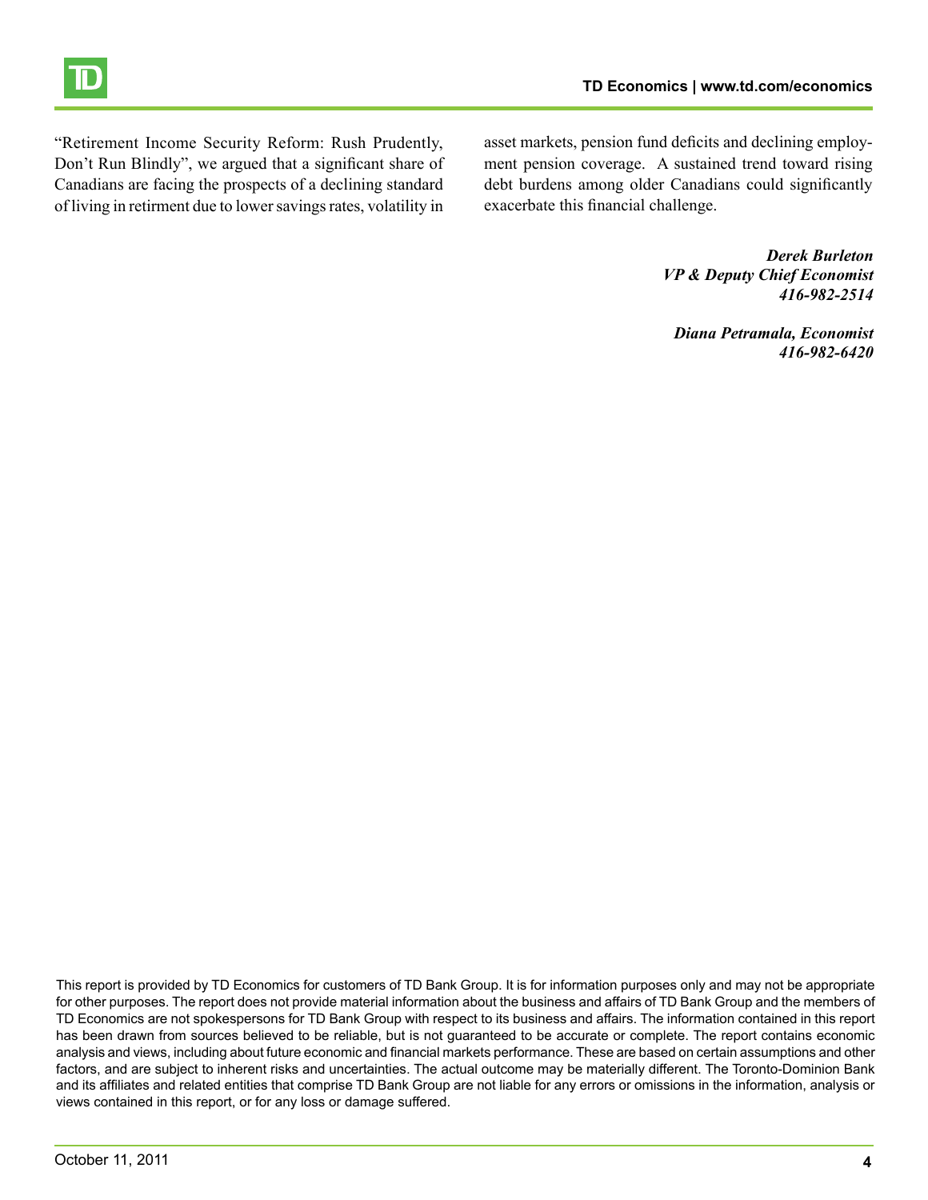"Retirement Income Security Reform: Rush Prudently, Don't Run Blindly", we argued that a significant share of Canadians are facing the prospects of a declining standard of living in retirment due to lower savings rates, volatility in asset markets, pension fund deficits and declining employment pension coverage. A sustained trend toward rising debt burdens among older Canadians could significantly exacerbate this financial challenge.

***Derek Burleton***
***VP & Deputy Chief Economist***
***416-982-2514***

***Diana Petramala, Economist***
***416-982-6420***

This report is provided by TD Economics for customers of TD Bank Group. It is for information purposes only and may not be appropriate for other purposes. The report does not provide material information about the business and affairs of TD Bank Group and the members of TD Economics are not spokespersons for TD Bank Group with respect to its business and affairs. The information contained in this report has been drawn from sources believed to be reliable, but is not guaranteed to be accurate or complete. The report contains economic analysis and views, including about future economic and financial markets performance. These are based on certain assumptions and other factors, and are subject to inherent risks and uncertainties. The actual outcome may be materially different. The Toronto-Dominion Bank and its affiliates and related entities that comprise TD Bank Group are not liable for any errors or omissions in the information, analysis or views contained in this report, or for any loss or damage suffered.